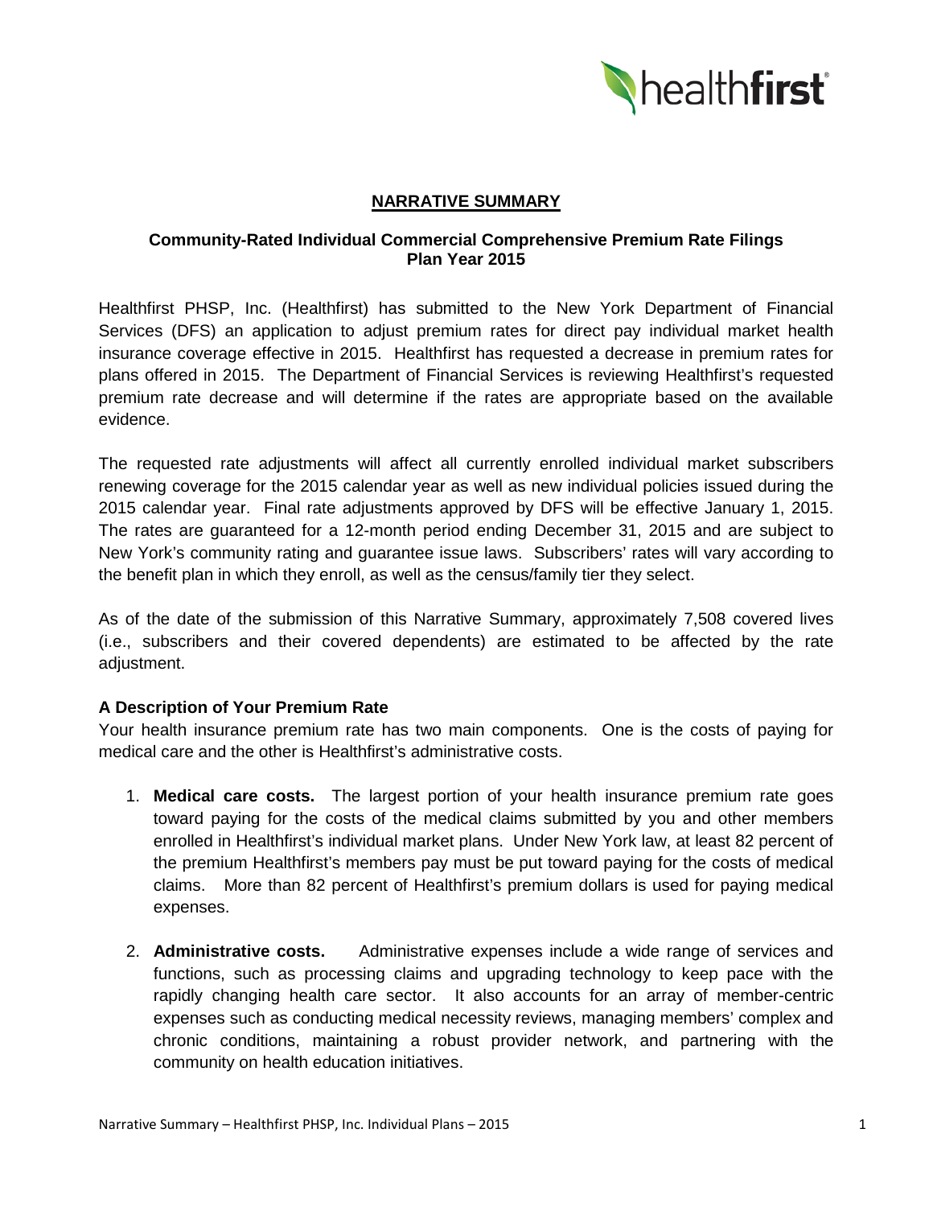## NARRATIVE SUMMARY

### Community-Rated Individual Commercial Comprehensive Premium Rate Filings Plan Year 2015

Healthfirst PHSP, Inc. (Healthfirst) has submitted to the New York Department of Financial Services (DFS) an application to adjust premium rates for direct pay individual market health insurance coverage effective in 2015. Healthfirst has requested a decrease in premium rates for plans offered in 2015. The Department of Financial Services is reviewing Healthfirst's requested premium rate decrease and will determine if the rates are appropriate based on the available evidence.

The requested rate adjustments will affect all currently enrolled individual market subscribers renewing coverage for the 2015 calendar year as well as new individual policies issued during the 2015 calendar year. Final rate adjustments approved by DFS will be effective January 1, 2015. The rates are guaranteed for a 12-month period ending December 31, 2015 and are subject to New York's community rating and guarantee issue laws. Subscribers' rates will vary according to the benefit plan in which they enroll, as well as the census/family tier they select.

As of the date of the submission of this Narrative Summary, approximately 7,508 covered lives (i.e., subscribers and their covered dependents) are estimated to be affected by the rate adjustment.

### A Description of Your Premium Rate

Your health insurance premium rate has two main components. One is the costs of paying for medical care and the other is Healthfirst's administrative costs.

1. **Medical care costs.** The largest portion of your health insurance premium rate goes toward paying for the costs of the medical claims submitted by you and other members enrolled in Healthfirst's individual market plans. Under New York law, at least 82 percent of the premium Healthfirst's members pay must be put toward paying for the costs of medical claims. More than 82 percent of Healthfirst's premium dollars is used for paying medical expenses.

2. **Administrative costs.** Administrative expenses include a wide range of services and functions, such as processing claims and upgrading technology to keep pace with the rapidly changing health care sector. It also accounts for an array of member-centric expenses such as conducting medical necessity reviews, managing members' complex and chronic conditions, maintaining a robust provider network, and partnering with the community on health education initiatives.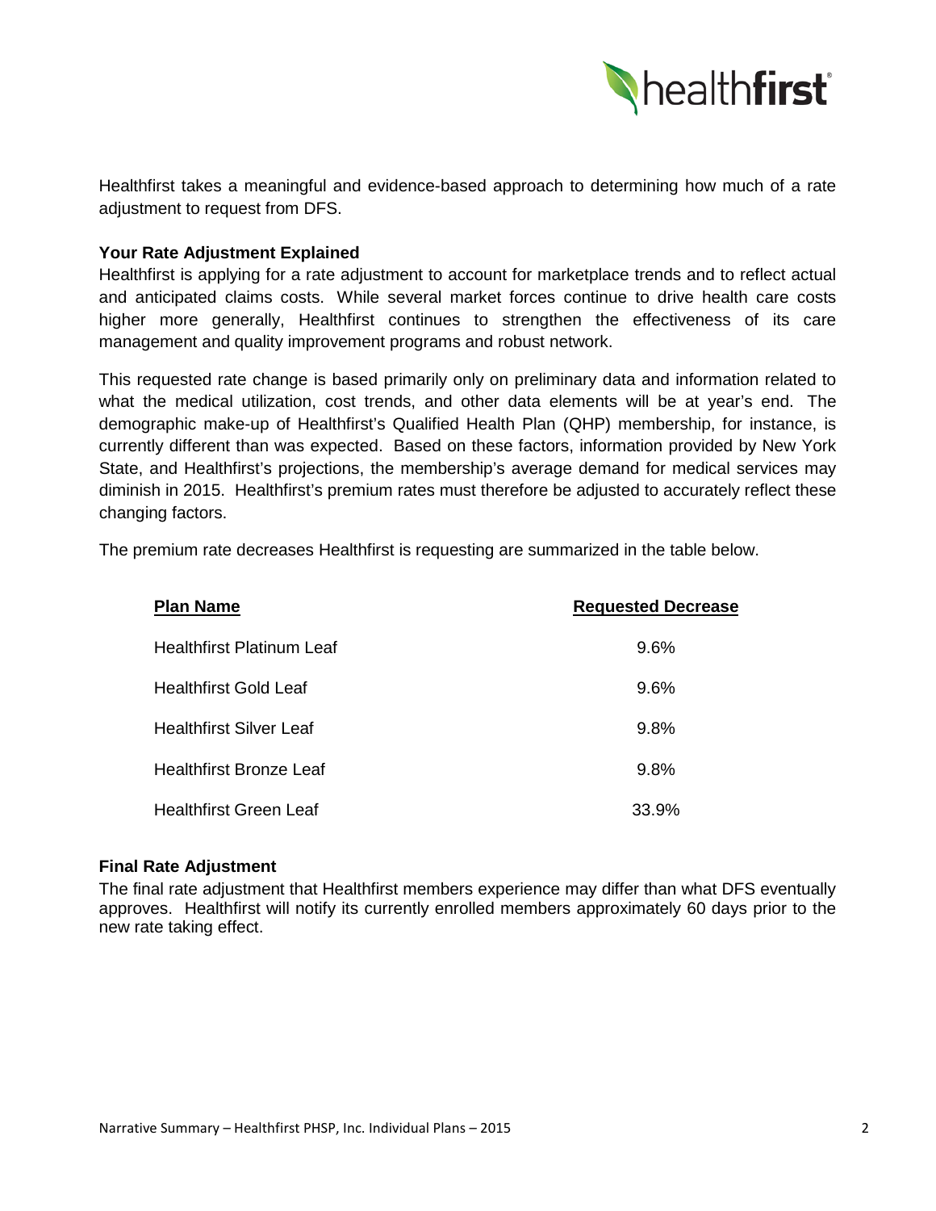Healthfirst takes a meaningful and evidence-based approach to determining how much of a rate adjustment to request from DFS.

**Your Rate Adjustment Explained**

Healthfirst is applying for a rate adjustment to account for marketplace trends and to reflect actual and anticipated claims costs. While several market forces continue to drive health care costs higher more generally, Healthfirst continues to strengthen the effectiveness of its care management and quality improvement programs and robust network.

This requested rate change is based primarily only on preliminary data and information related to what the medical utilization, cost trends, and other data elements will be at year's end. The demographic make-up of Healthfirst's Qualified Health Plan (QHP) membership, for instance, is currently different than was expected. Based on these factors, information provided by New York State, and Healthfirst's projections, the membership's average demand for medical services may diminish in 2015. Healthfirst's premium rates must therefore be adjusted to accurately reflect these changing factors.

The premium rate decreases Healthfirst is requesting are summarized in the table below.

| Plan Name | Requested Decrease |
|---|---|
| Healthfirst Platinum Leaf | 9.6% |
| Healthfirst Gold Leaf | 9.6% |
| Healthfirst Silver Leaf | 9.8% |
| Healthfirst Bronze Leaf | 9.8% |
| Healthfirst Green Leaf | 33.9% |

**Final Rate Adjustment**

The final rate adjustment that Healthfirst members experience may differ than what DFS eventually approves. Healthfirst will notify its currently enrolled members approximately 60 days prior to the new rate taking effect.